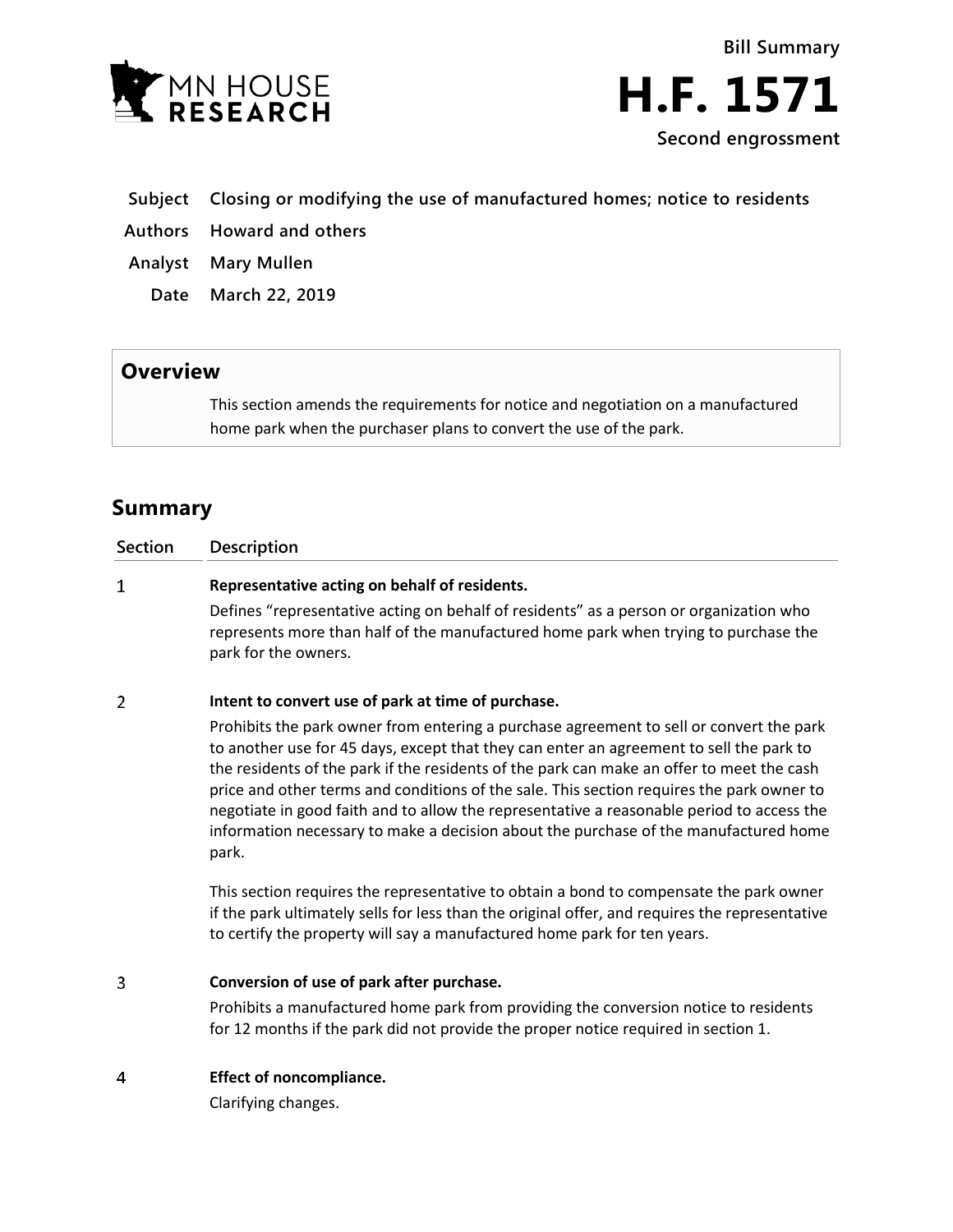MN HOUSE RESEARCH

# Bill Summary H.F. 1571

**Second engrossment**

**Subject** Closing or modifying the use of manufactured homes; notice to residents

**Authors** Howard and others

**Analyst** Mary Mullen

**Date** March 22, 2019

## Overview

This section amends the requirements for notice and negotiation on a manufactured home park when the purchaser plans to convert the use of the park.

## Summary

| Section | Description |
|---|---|
| 1 | **Representative acting on behalf of residents.** Defines "representative acting on behalf of residents" as a person or organization who represents more than half of the manufactured home park when trying to purchase the park for the owners. |
| 2 | **Intent to convert use of park at time of purchase.** Prohibits the park owner from entering a purchase agreement to sell or convert the park to another use for 45 days, except that they can enter an agreement to sell the park to the residents of the park if the residents of the park can make an offer to meet the cash price and other terms and conditions of the sale. This section requires the park owner to negotiate in good faith and to allow the representative a reasonable period to access the information necessary to make a decision about the purchase of the manufactured home park. This section requires the representative to obtain a bond to compensate the park owner if the park ultimately sells for less than the original offer, and requires the representative to certify the property will say a manufactured home park for ten years. |
| 3 | **Conversion of use of park after purchase.** Prohibits a manufactured home park from providing the conversion notice to residents for 12 months if the park did not provide the proper notice required in section 1. |
| 4 | **Effect of noncompliance.** Clarifying changes. |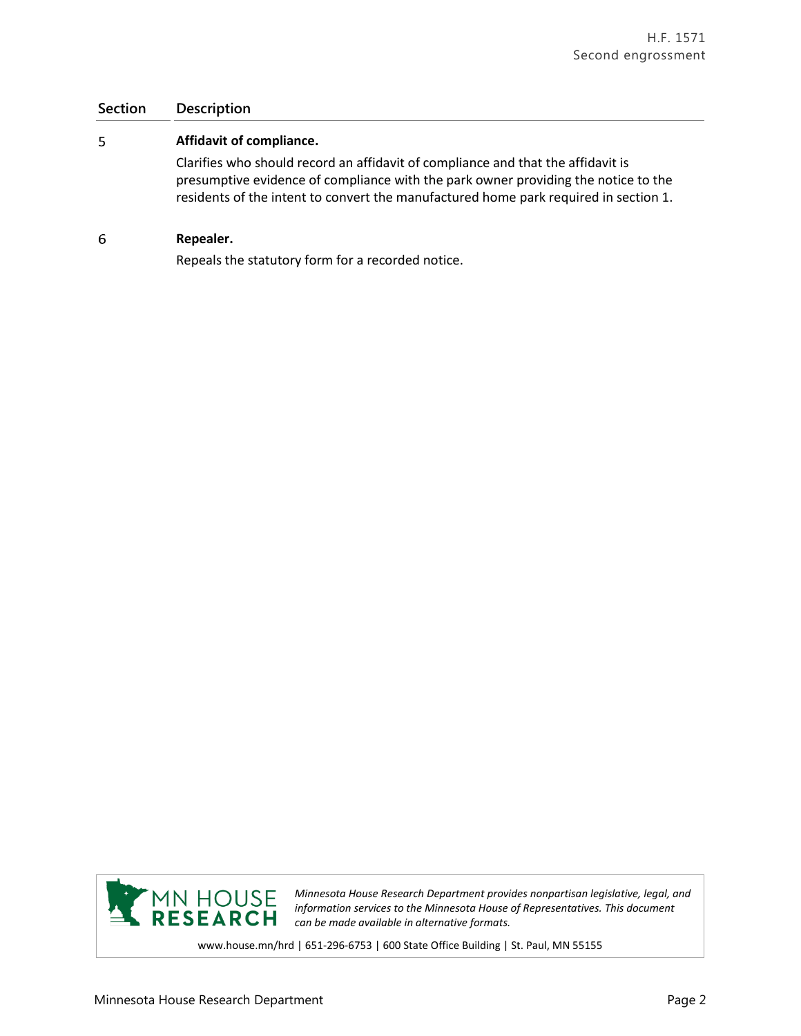| Section | Description |
| --- | --- |
| 5 | **Affidavit of compliance.**<br>Clarifies who should record an affidavit of compliance and that the affidavit is presumptive evidence of compliance with the park owner providing the notice to the residents of the intent to convert the manufactured home park required in section 1. |
| 6 | **Repealer.**<br>Repeals the statutory form for a recorded notice. |

*Minnesota House Research Department provides nonpartisan legislative, legal, and information services to the Minnesota House of Representatives. This document can be made available in alternative formats.*

www.house.mn/hrd | 651-296-6753 | 600 State Office Building | St. Paul, MN 55155